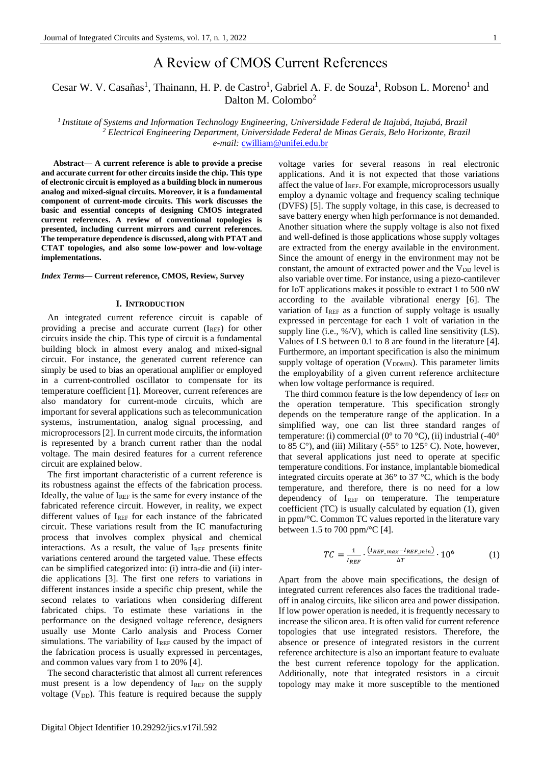# A Review of CMOS Current References

Cesar W. V. Casañas[1], Thainann, H. P. de Castro[1], Gabriel A. F. de Souza[1], Robson L. Moreno[1] and Dalton M. Colombo[2]

[1] *Institute of Systems and Information Technology Engineering, Universidade Federal de Itajubá, Itajubá, Brazil*
[2] *Electrical Engineering Department, Universidade Federal de Minas Gerais, Belo Horizonte, Brazil*
*e-mail:* cwilliam@unifei.edu.br

**Abstract— A current reference is able to provide a precise and accurate current for other circuits inside the chip. This type of electronic circuit is employed as a building block in numerous analog and mixed-signal circuits. Moreover, it is a fundamental component of current-mode circuits. This work discusses the basic and essential concepts of designing CMOS integrated current references. A review of conventional topologies is presented, including current mirrors and current references. The temperature dependence is discussed, along with PTAT and CTAT topologies, and also some low-power and low-voltage implementations.**

***Index Terms*— Current reference, CMOS, Review, Survey**

## I. Introduction

An integrated current reference circuit is capable of providing a precise and accurate current ($I_{REF}$) for other circuits inside the chip. This type of circuit is a fundamental building block in almost every analog and mixed-signal circuit. For instance, the generated current reference can simply be used to bias an operational amplifier or employed in a current-controlled oscillator to compensate for its temperature coefficient [1]. Moreover, current references are also mandatory for current-mode circuits, which are important for several applications such as telecommunication systems, instrumentation, analog signal processing, and microprocessors [2]. In current mode circuits, the information is represented by a branch current rather than the nodal voltage. The main desired features for a current reference circuit are explained below.

The first important characteristic of a current reference is its robustness against the effects of the fabrication process. Ideally, the value of $I_{REF}$ is the same for every instance of the fabricated reference circuit. However, in reality, we expect different values of $I_{REF}$ for each instance of the fabricated circuit. These variations result from the IC manufacturing process that involves complex physical and chemical interactions. As a result, the value of $I_{REF}$ presents finite variations centered around the targeted value. These effects can be simplified categorized into: (i) intra-die and (ii) inter-die applications [3]. The first one refers to variations in different instances inside a specific chip present, while the second relates to variations when considering different fabricated chips. To estimate these variations in the performance on the designed voltage reference, designers usually use Monte Carlo analysis and Process Corner simulations. The variability of $I_{REF}$ caused by the impact of the fabrication process is usually expressed in percentages, and common values vary from 1 to 20% [4].

The second characteristic that almost all current references must present is a low dependency of $I_{REF}$ on the supply voltage ($V_{DD}$). This feature is required because the supply voltage varies for several reasons in real electronic applications. And it is not expected that those variations affect the value of $I_{REF}$. For example, microprocessors usually employ a dynamic voltage and frequency scaling technique (DVFS) [5]. The supply voltage, in this case, is decreased to save battery energy when high performance is not demanded. Another situation where the supply voltage is also not fixed and well-defined is those applications whose supply voltages are extracted from the energy available in the environment. Since the amount of energy in the environment may not be constant, the amount of extracted power and the $V_{DD}$ level is also variable over time. For instance, using a piezo-cantilever for IoT applications makes it possible to extract 1 to 500 nW according to the available vibrational energy [6]. The variation of $I_{REF}$ as a function of supply voltage is usually expressed in percentage for each 1 volt of variation in the supply line (i.e., %/V), which is called line sensitivity (LS). Values of LS between 0.1 to 8 are found in the literature [4]. Furthermore, an important specification is also the minimum supply voltage of operation ($V_{DDMIN}$). This parameter limits the employability of a given current reference architecture when low voltage performance is required.

The third common feature is the low dependency of $I_{REF}$ on the operation temperature. This specification strongly depends on the temperature range of the application. In a simplified way, one can list three standard ranges of temperature: (i) commercial (0° to 70 °C), (ii) industrial (-40° to 85 C°), and (iii) Military (-55° to 125° C). Note, however, that several applications just need to operate at specific temperature conditions. For instance, implantable biomedical integrated circuits operate at 36° to 37 °C, which is the body temperature, and therefore, there is no need for a low dependency of $I_{REF}$ on temperature. The temperature coefficient (TC) is usually calculated by equation (1), given in ppm/°C. Common TC values reported in the literature vary between 1.5 to 700 ppm/°C [4].

$$TC = \frac{1}{I_{REF}} \cdot \frac{(I_{REF\_max} - I_{REF\_min})}{\Delta T} \cdot 10^{6} \qquad (1)$$

Apart from the above main specifications, the design of integrated current references also faces the traditional trade-off in analog circuits, like silicon area and power dissipation. If low power operation is needed, it is frequently necessary to increase the silicon area. It is often valid for current reference topologies that use integrated resistors. Therefore, the absence or presence of integrated resistors in the current reference architecture is also an important feature to evaluate the best current reference topology for the application. Additionally, note that integrated resistors in a circuit topology may make it more susceptible to the mentioned

Digital Object Identifier 10.29292/jics.v17il.592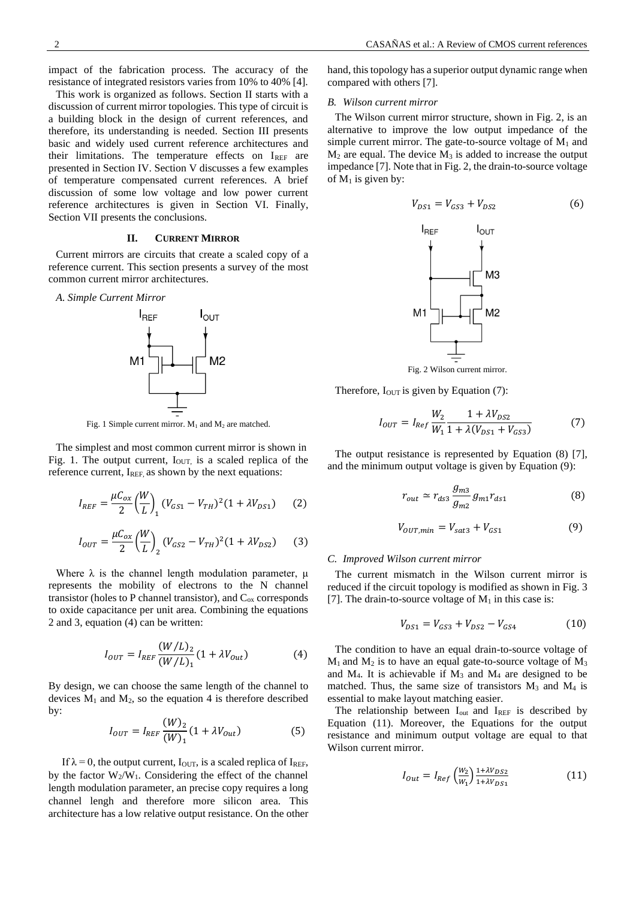impact of the fabrication process. The accuracy of the resistance of integrated resistors varies from 10% to 40% [4].

This work is organized as follows. Section II starts with a discussion of current mirror topologies. This type of circuit is a building block in the design of current references, and therefore, its understanding is needed. Section III presents basic and widely used current reference architectures and their limitations. The temperature effects on $I_{REF}$ are presented in Section IV. Section V discusses a few examples of temperature compensated current references. A brief discussion of some low voltage and low power current reference architectures is given in Section VI. Finally, Section VII presents the conclusions.

## II. Current Mirror

Current mirrors are circuits that create a scaled copy of a reference current. This section presents a survey of the most common current mirror architectures.

### A. Simple Current Mirror

Fig. 1 Simple current mirror. $M_1$ and $M_2$ are matched.

The simplest and most common current mirror is shown in Fig. 1. The output current, $I_{OUT}$, is a scaled replica of the reference current, $I_{REF}$, as shown by the next equations:

$$I_{REF} = \frac{\mu C_{ox}}{2}\left(\frac{W}{L}\right)_1 (V_{GS1} - V_{TH})^2 (1 + \lambda V_{DS1}) \quad (2)$$

$$I_{OUT} = \frac{\mu C_{ox}}{2}\left(\frac{W}{L}\right)_2 (V_{GS2} - V_{TH})^2 (1 + \lambda V_{DS2}) \quad (3)$$

Where $\lambda$ is the channel length modulation parameter, $\mu$ represents the mobility of electrons to the N channel transistor (holes to P channel transistor), and $C_{ox}$ corresponds to oxide capacitance per unit area. Combining the equations 2 and 3, equation (4) can be written:

$$I_{OUT} = I_{REF}\frac{(W/L)_2}{(W/L)_1}(1 + \lambda V_{Out}) \quad (4)$$

By design, we can choose the same length of the channel to devices $M_1$ and $M_2$, so the equation 4 is therefore described by:

$$I_{OUT} = I_{REF}\frac{(W)_2}{(W)_1}(1 + \lambda V_{Out}) \quad (5)$$

If $\lambda = 0$, the output current, $I_{OUT}$, is a scaled replica of $I_{REF}$, by the factor $W_2/W_1$. Considering the effect of the channel length modulation parameter, an precise copy requires a long channel lengh and therefore more silicon area. This architecture has a low relative output resistance. On the other hand, this topology has a superior output dynamic range when compared with others [7].

### B. Wilson current mirror

The Wilson current mirror structure, shown in Fig. 2, is an alternative to improve the low output impedance of the simple current mirror. The gate-to-source voltage of $M_1$ and $M_2$ are equal. The device $M_3$ is added to increase the output impedance [7]. Note that in Fig. 2, the drain-to-source voltage of $M_1$ is given by:

$$V_{DS1} = V_{GS3} + V_{DS2} \quad (6)$$

Fig. 2 Wilson current mirror.

Therefore, $I_{OUT}$ is given by Equation (7):

$$I_{OUT} = I_{Ref}\frac{W_2}{W_1}\frac{1 + \lambda V_{DS2}}{1 + \lambda(V_{DS1} + V_{GS3})} \quad (7)$$

The output resistance is represented by Equation (8) [7], and the minimum output voltage is given by Equation (9):

$$r_{out} \simeq r_{ds3}\frac{g_{m3}}{g_{m2}}g_{m1}r_{ds1} \quad (8)$$

$$V_{OUT,min} = V_{sat3} + V_{GS1} \quad (9)$$

### C. Improved Wilson current mirror

The current mismatch in the Wilson current mirror is reduced if the circuit topology is modified as shown in Fig. 3 [7]. The drain-to-source voltage of $M_1$ in this case is:

$$V_{DS1} = V_{GS3} + V_{DS2} - V_{GS4} \quad (10)$$

The condition to have an equal drain-to-source voltage of $M_1$ and $M_2$ is to have an equal gate-to-source voltage of $M_3$ and $M_4$. It is achievable if $M_3$ and $M_4$ are designed to be matched. Thus, the same size of transistors $M_3$ and $M_4$ is essential to make layout matching easier.

The relationship between $I_{out}$ and $I_{REF}$ is described by Equation (11). Moreover, the Equations for the output resistance and minimum output voltage are equal to that Wilson current mirror.

$$I_{Out} = I_{Ref}\left(\frac{W_2}{W_1}\right)\frac{1+\lambda V_{DS2}}{1+\lambda V_{DS1}} \quad (11)$$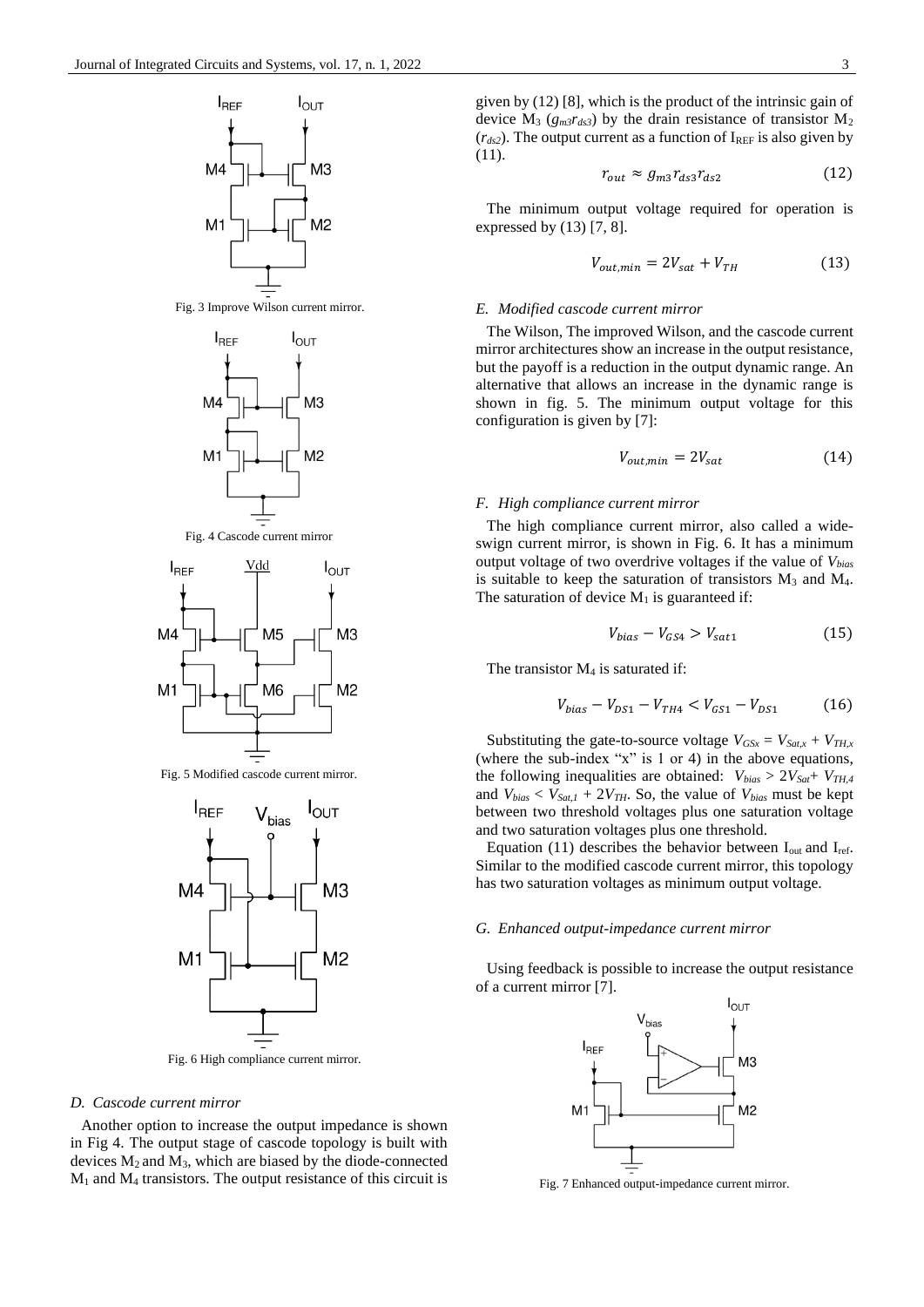Fig. 3 Improve Wilson current mirror.

Fig. 4 Cascode current mirror

Fig. 5 Modified cascode current mirror.

Fig. 6 High compliance current mirror.

### *D. Cascode current mirror*

Another option to increase the output impedance is shown in Fig 4. The output stage of cascode topology is built with devices $M_2$ and $M_3$, which are biased by the diode-connected $M_1$ and $M_4$ transistors. The output resistance of this circuit is given by (12) [8], which is the product of the intrinsic gain of device $M_3$ ($g_{m3}r_{ds3}$) by the drain resistance of transistor $M_2$ ($r_{ds2}$). The output current as a function of $I_{REF}$ is also given by (11).

$$r_{out} \approx g_{m3} r_{ds3} r_{ds2} \tag{12}$$

The minimum output voltage required for operation is expressed by (13) [7, 8].

$$V_{out,min} = 2V_{sat} + V_{TH} \tag{13}$$

### *E. Modified cascode current mirror*

The Wilson, The improved Wilson, and the cascode current mirror architectures show an increase in the output resistance, but the payoff is a reduction in the output dynamic range. An alternative that allows an increase in the dynamic range is shown in fig. 5. The minimum output voltage for this configuration is given by [7]:

$$V_{out,min} = 2V_{sat} \tag{14}$$

### *F. High compliance current mirror*

The high compliance current mirror, also called a wide-swign current mirror, is shown in Fig. 6. It has a minimum output voltage of two overdrive voltages if the value of $V_{bias}$ is suitable to keep the saturation of transistors $M_3$ and $M_4$. The saturation of device $M_1$ is guaranteed if:

$$V_{bias} - V_{GS4} > V_{sat1} \tag{15}$$

The transistor $M_4$ is saturated if:

$$V_{bias} - V_{DS1} - V_{TH4} < V_{GS1} - V_{DS1} \tag{16}$$

Substituting the gate-to-source voltage $V_{GSx} = V_{Sat,x} + V_{TH,x}$ (where the sub-index "x" is 1 or 4) in the above equations, the following inequalities are obtained: $V_{bias} > 2V_{Sat} + V_{TH,4}$ and $V_{bias} < V_{Sat,1} + 2V_{TH}$. So, the value of $V_{bias}$ must be kept between two threshold voltages plus one saturation voltage and two saturation voltages plus one threshold.

Equation (11) describes the behavior between $I_{out}$ and $I_{ref}$. Similar to the modified cascode current mirror, this topology has two saturation voltages as minimum output voltage.

### *G. Enhanced output-impedance current mirror*

Using feedback is possible to increase the output resistance of a current mirror [7].

Fig. 7 Enhanced output-impedance current mirror.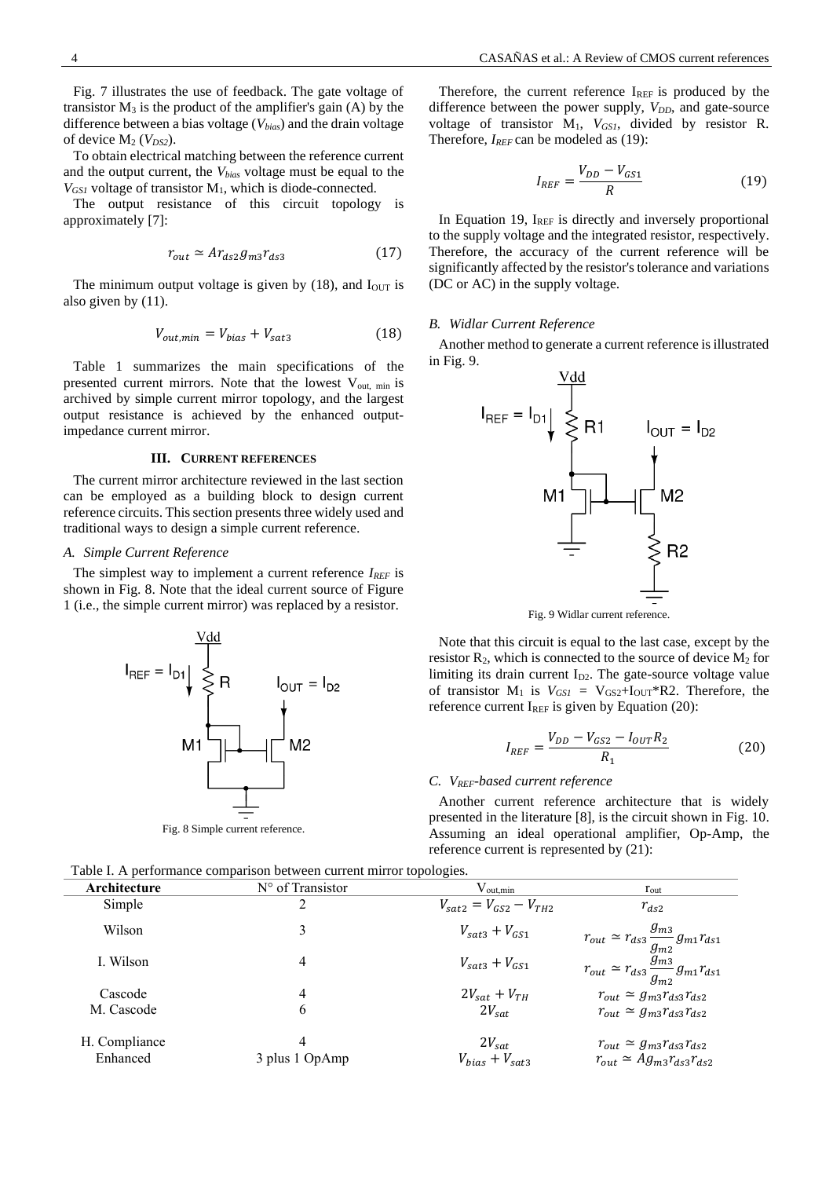Fig. 7 illustrates the use of feedback. The gate voltage of transistor $M_3$ is the product of the amplifier's gain (A) by the difference between a bias voltage ($V_{bias}$) and the drain voltage of device $M_2$ ($V_{DS2}$).

To obtain electrical matching between the reference current and the output current, the $V_{bias}$ voltage must be equal to the $V_{GS1}$ voltage of transistor $M_1$, which is diode-connected.

The output resistance of this circuit topology is approximately [7]:

$$r_{out} \simeq A r_{ds2} g_{m3} r_{ds3} \tag{17}$$

The minimum output voltage is given by (18), and $I_{OUT}$ is also given by (11).

$$V_{out,min} = V_{bias} + V_{sat3} \tag{18}$$

Table 1 summarizes the main specifications of the presented current mirrors. Note that the lowest $V_{out,\ min}$ is archived by simple current mirror topology, and the largest output resistance is achieved by the enhanced output-impedance current mirror.

## III. Current references

The current mirror architecture reviewed in the last section can be employed as a building block to design current reference circuits. This section presents three widely used and traditional ways to design a simple current reference.

### A. Simple Current Reference

The simplest way to implement a current reference $I_{REF}$ is shown in Fig. 8. Note that the ideal current source of Figure 1 (i.e., the simple current mirror) was replaced by a resistor.

Fig. 8 Simple current reference.

Therefore, the current reference $I_{REF}$ is produced by the difference between the power supply, $V_{DD}$, and gate-source voltage of transistor $M_1$, $V_{GS1}$, divided by resistor R. Therefore, $I_{REF}$ can be modeled as (19):

$$I_{REF} = \frac{V_{DD} - V_{GS1}}{R} \tag{19}$$

In Equation 19, $I_{REF}$ is directly and inversely proportional to the supply voltage and the integrated resistor, respectively. Therefore, the accuracy of the current reference will be significantly affected by the resistor's tolerance and variations (DC or AC) in the supply voltage.

### B. Widlar Current Reference

Another method to generate a current reference is illustrated in Fig. 9.

Fig. 9 Widlar current reference.

Note that this circuit is equal to the last case, except by the resistor $R_2$, which is connected to the source of device $M_2$ for limiting its drain current $I_{D2}$. The gate-source voltage value of transistor $M_1$ is $V_{GS1} = V_{GS2} + I_{OUT} * R2$. Therefore, the reference current $I_{REF}$ is given by Equation (20):

$$I_{REF} = \frac{V_{DD} - V_{GS2} - I_{OUT} R_2}{R_1} \tag{20}$$

### C. $V_{REF}$-based current reference

Another current reference architecture that is widely presented in the literature [8], is the circuit shown in Fig. 10. Assuming an ideal operational amplifier, Op-Amp, the reference current is represented by (21):

Table I. A performance comparison between current mirror topologies.

| Architecture | N° of Transistor | $V_{out,min}$ | $r_{out}$ |
|---|---|---|---|
| Simple | 2 | $V_{sat2} = V_{GS2} - V_{TH2}$ | $r_{ds2}$ |
| Wilson | 3 | $V_{sat3} + V_{GS1}$ | $r_{out} \simeq r_{ds3} \frac{g_{m3}}{g_{m2}} g_{m1} r_{ds1}$ |
| I. Wilson | 4 | $V_{sat3} + V_{GS1}$ | $r_{out} \simeq r_{ds3} \frac{g_{m3}}{g_{m2}} g_{m1} r_{ds1}$ |
| Cascode | 4 | $2V_{sat} + V_{TH}$ | $r_{out} \simeq g_{m3} r_{ds3} r_{ds2}$ |
| M. Cascode | 6 | $2V_{sat}$ | $r_{out} \simeq g_{m3} r_{ds3} r_{ds2}$ |
| H. Compliance | 4 | $2V_{sat}$ | $r_{out} \simeq g_{m3} r_{ds3} r_{ds2}$ |
| Enhanced | 3 plus 1 OpAmp | $V_{bias} + V_{sat3}$ | $r_{out} \simeq A g_{m3} r_{ds3} r_{ds2}$ |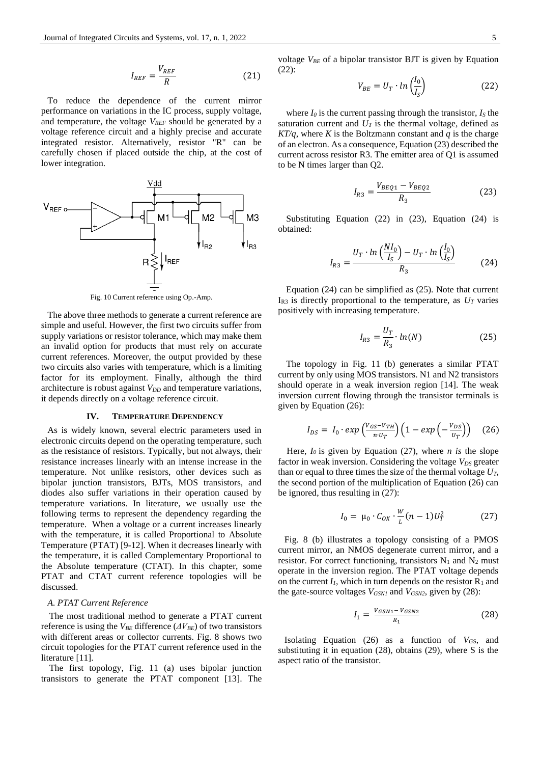$$I_{REF} = \frac{V_{REF}}{R} \tag{21}$$

To reduce the dependence of the current mirror performance on variations in the IC process, supply voltage, and temperature, the voltage $V_{REF}$ should be generated by a voltage reference circuit and a highly precise and accurate integrated resistor. Alternatively, resistor "R" can be carefully chosen if placed outside the chip, at the cost of lower integration.

Fig. 10 Current reference using Op.-Amp.

The above three methods to generate a current reference are simple and useful. However, the first two circuits suffer from supply variations or resistor tolerance, which may make them an invalid option for products that must rely on accurate current references. Moreover, the output provided by these two circuits also varies with temperature, which is a limiting factor for its employment. Finally, although the third architecture is robust against $V_{DD}$ and temperature variations, it depends directly on a voltage reference circuit.

## IV. Temperature Dependency

As is widely known, several electric parameters used in electronic circuits depend on the operating temperature, such as the resistance of resistors. Typically, but not always, their resistance increases linearly with an intense increase in the temperature. Not unlike resistors, other devices such as bipolar junction transistors, BJTs, MOS transistors, and diodes also suffer variations in their operation caused by temperature variations. In literature, we usually use the following terms to represent the dependency regarding the temperature. When a voltage or a current increases linearly with the temperature, it is called Proportional to Absolute Temperature (PTAT) [9-12]. When it decreases linearly with the temperature, it is called Complementary Proportional to the Absolute temperature (CTAT). In this chapter, some PTAT and CTAT current reference topologies will be discussed.

### A. PTAT Current Reference

The most traditional method to generate a PTAT current reference is using the $V_{BE}$ difference ($\Delta V_{BE}$) of two transistors with different areas or collector currents. Fig. 8 shows two circuit topologies for the PTAT current reference used in the literature [11].

The first topology, Fig. 11 (a) uses bipolar junction transistors to generate the PTAT component [13]. The voltage $V_{BE}$ of a bipolar transistor BJT is given by Equation (22):

$$V_{BE} = U_T \cdot ln\left(\frac{I_0}{I_S}\right) \tag{22}$$

where $I_0$ is the current passing through the transistor, $I_S$ the saturation current and $U_T$ is the thermal voltage, defined as $KT/q$, where $K$ is the Boltzmann constant and $q$ is the charge of an electron. As a consequence, Equation (23) described the current across resistor R3. The emitter area of Q1 is assumed to be N times larger than Q2.

$$I_{R3} = \frac{V_{BEQ1} - V_{BEQ2}}{R_3} \tag{23}$$

Substituting Equation (22) in (23), Equation (24) is obtained:

$$I_{R3} = \frac{U_T \cdot ln\left(\frac{NI_0}{I_S}\right) - U_T \cdot ln\left(\frac{I_0}{I_S}\right)}{R_3} \tag{24}$$

Equation (24) can be simplified as (25). Note that current $I_{R3}$ is directly proportional to the temperature, as $U_T$ varies positively with increasing temperature.

$$I_{R3} = \frac{U_T}{R_3} \cdot ln(N) \tag{25}$$

The topology in Fig. 11 (b) generates a similar PTAT current by only using MOS transistors. N1 and N2 transistors should operate in a weak inversion region [14]. The weak inversion current flowing through the transistor terminals is given by Equation (26):

$$I_{DS} = I_0 \cdot exp\left(\frac{V_{GS}-V_{TH}}{n \cdot U_T}\right)\left(1 - exp\left(-\frac{V_{DS}}{U_T}\right)\right) \tag{26}$$

Here, $I_0$ is given by Equation (27), where *n is* the slope factor in weak inversion. Considering the voltage $V_{DS}$ greater than or equal to three times the size of the thermal voltage $U_T$, the second portion of the multiplication of Equation (26) can be ignored, thus resulting in (27):

$$I_0 = \mu_0 \cdot C_{OX} \cdot \frac{W}{L}(n-1)U_T^2 \tag{27}$$

Fig. 8 (b) illustrates a topology consisting of a PMOS current mirror, an NMOS degenerate current mirror, and a resistor. For correct functioning, transistors $N_1$ and $N_2$ must operate in the inversion region. The PTAT voltage depends on the current $I_1$, which in turn depends on the resistor $R_1$ and the gate-source voltages $V_{GSN1}$ and $V_{GSN2}$, given by (28):

$$I_1 = \frac{V_{GSN1} - V_{GSN2}}{R_1} \tag{28}$$

Isolating Equation (26) as a function of $V_{GS}$, and substituting it in equation (28), obtains (29), where S is the aspect ratio of the transistor.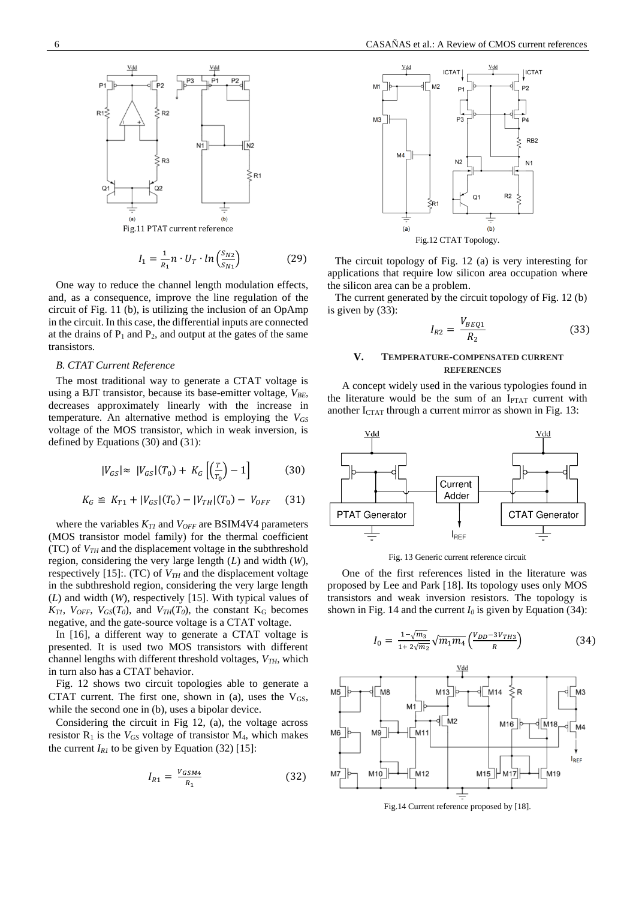Fig.11 PTAT current reference

$$I_1 = \frac{1}{R_1} n \cdot U_T \cdot ln\left(\frac{S_{N2}}{S_{N1}}\right) \tag{29}$$

One way to reduce the channel length modulation effects, and, as a consequence, improve the line regulation of the circuit of Fig. 11 (b), is utilizing the inclusion of an OpAmp in the circuit. In this case, the differential inputs are connected at the drains of $P_1$ and $P_2$, and output at the gates of the same transistors.

### *B. CTAT Current Reference*

The most traditional way to generate a CTAT voltage is using a BJT transistor, because its base-emitter voltage, $V_{BE}$, decreases approximately linearly with the increase in temperature. An alternative method is employing the $V_{GS}$ voltage of the MOS transistor, which in weak inversion, is defined by Equations (30) and (31):

$$|V_{GS}| \approx |V_{GS}|(T_0) + K_G\left[\left(\frac{T}{T_0}\right) - 1\right] \tag{30}$$

$$K_G \cong K_{T1} + |V_{GS}|(T_0) - |V_{TH}|(T_0) - V_{OFF} \tag{31}$$

where the variables $K_{T1}$ and $V_{OFF}$ are BSIM4V4 parameters (MOS transistor model family) for the thermal coefficient (TC) of $V_{TH}$ and the displacement voltage in the subthreshold region, considering the very large length (*L*) and width (*W*), respectively [15]:. (TC) of $V_{TH}$ and the displacement voltage in the subthreshold region, considering the very large length (*L*) and width (*W*), respectively [15]. With typical values of $K_{T1}$, $V_{OFF}$, $V_{GS}(T_0)$, and $V_{TH}(T_0)$, the constant $K_G$ becomes negative, and the gate-source voltage is a CTAT voltage.

In [16], a different way to generate a CTAT voltage is presented. It is used two MOS transistors with different channel lengths with different threshold voltages, $V_{TH}$, which in turn also has a CTAT behavior.

Fig. 12 shows two circuit topologies able to generate a CTAT current. The first one, shown in (a), uses the $V_{GS}$, while the second one in (b), uses a bipolar device.

Considering the circuit in Fig 12, (a), the voltage across resistor $R_1$ is the $V_{GS}$ voltage of transistor $M_4$, which makes the current $I_{R1}$ to be given by Equation (32) [15]:

$$I_{R1} = \frac{V_{GSM4}}{R_1} \tag{32}$$

Fig.12 CTAT Topology.

The circuit topology of Fig. 12 (a) is very interesting for applications that require low silicon area occupation where the silicon area can be a problem.

The current generated by the circuit topology of Fig. 12 (b) is given by (33):

$$I_{R2} = \frac{V_{BEQ1}}{R_2} \tag{33}$$

## V. TEMPERATURE-COMPENSATED CURRENT REFERENCES

A concept widely used in the various typologies found in the literature would be the sum of an $I_{PTAT}$ current with another $I_{CTAT}$ through a current mirror as shown in Fig. 13:

Fig. 13 Generic current reference circuit

One of the first references listed in the literature was proposed by Lee and Park [18]. Its topology uses only MOS transistors and weak inversion resistors. The topology is shown in Fig. 14 and the current $I_0$ is given by Equation (34):

$$I_0 = \frac{1-\sqrt{m_3}}{1+2\sqrt{m_2}}\sqrt{m_1 m_4}\left(\frac{V_{DD}-3V_{TH3}}{R}\right) \tag{34}$$

Fig.14 Current reference proposed by [18].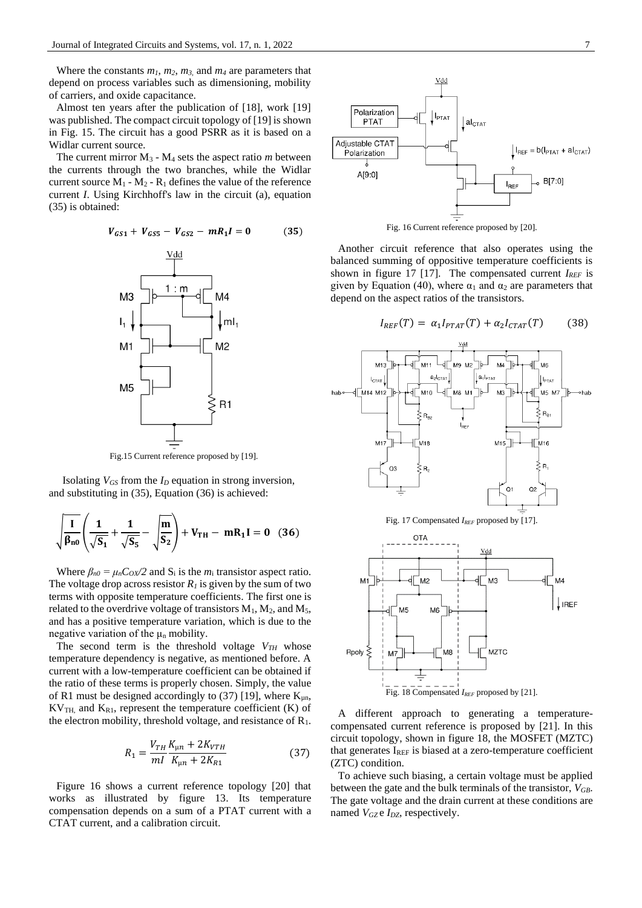Where the constants $m_1$, $m_2$, $m_3$, and $m_4$ are parameters that depend on process variables such as dimensioning, mobility of carriers, and oxide capacitance.

Almost ten years after the publication of [18], work [19] was published. The compact circuit topology of [19] is shown in Fig. 15. The circuit has a good PSRR as it is based on a Widlar current source.

The current mirror $M_3$ - $M_4$ sets the aspect ratio $m$ between the currents through the two branches, while the Widlar current source $M_1$ - $M_2$ - $R_1$ defines the value of the reference current $I$. Using Kirchhoff's law in the circuit (a), equation (35) is obtained:

$$V_{GS1} + V_{GS5} - V_{GS2} - mR_1I = 0 \qquad (35)$$

Fig.15 Current reference proposed by [19].

Isolating $V_{GS}$ from the $I_D$ equation in strong inversion, and substituting in (35), Equation (36) is achieved:

$$\sqrt{\frac{I}{\beta_{n0}}}\left(\frac{1}{\sqrt{S_1}} + \frac{1}{\sqrt{S_5}} - \sqrt{\frac{m}{S_2}}\right) + V_{TH} - mR_1I = 0 \quad (36)$$

Where $\beta_{n0} = \mu_n C_{OX}/2$ and $S_i$ is the $m_i$ transistor aspect ratio. The voltage drop across resistor $R_1$ is given by the sum of two terms with opposite temperature coefficients. The first one is related to the overdrive voltage of transistors $M_1$, $M_2$, and $M_5$, and has a positive temperature variation, which is due to the negative variation of the $\mu_n$ mobility.

The second term is the threshold voltage $V_{TH}$ whose temperature dependency is negative, as mentioned before. A current with a low-temperature coefficient can be obtained if the ratio of these terms is properly chosen. Simply, the value of R1 must be designed accordingly to (37) [19], where $K_{\mu n}$, $KV_{TH}$, and $K_{R1}$, represent the temperature coefficient (K) of the electron mobility, threshold voltage, and resistance of $R_1$.

$$R_1 = \frac{V_{TH}}{mI}\frac{K_{\mu n} + 2K_{VTH}}{K_{\mu n} + 2K_{R1}} \qquad (37)$$

Figure 16 shows a current reference topology [20] that works as illustrated by figure 13. Its temperature compensation depends on a sum of a PTAT current with a CTAT current, and a calibration circuit.

Fig. 16 Current reference proposed by [20].

Another circuit reference that also operates using the balanced summing of oppositive temperature coefficients is shown in figure 17 [17]. The compensated current $I_{REF}$ is given by Equation (40), where $\alpha_1$ and $\alpha_2$ are parameters that depend on the aspect ratios of the transistors.

$$I_{REF}(T) = \alpha_1 I_{PTAT}(T) + \alpha_2 I_{CTAT}(T) \qquad (38)$$

Fig. 17 Compensated $I_{REF}$ proposed by [17].

Fig. 18 Compensated $I_{REF}$ proposed by [21].

A different approach to generating a temperature-compensated current reference is proposed by [21]. In this circuit topology, shown in figure 18, the MOSFET (MZTC) that generates $I_{REF}$ is biased at a zero-temperature coefficient (ZTC) condition.

To achieve such biasing, a certain voltage must be applied between the gate and the bulk terminals of the transistor, $V_{GB}$. The gate voltage and the drain current at these conditions are named $V_{GZ}$ e $I_{DZ}$, respectively.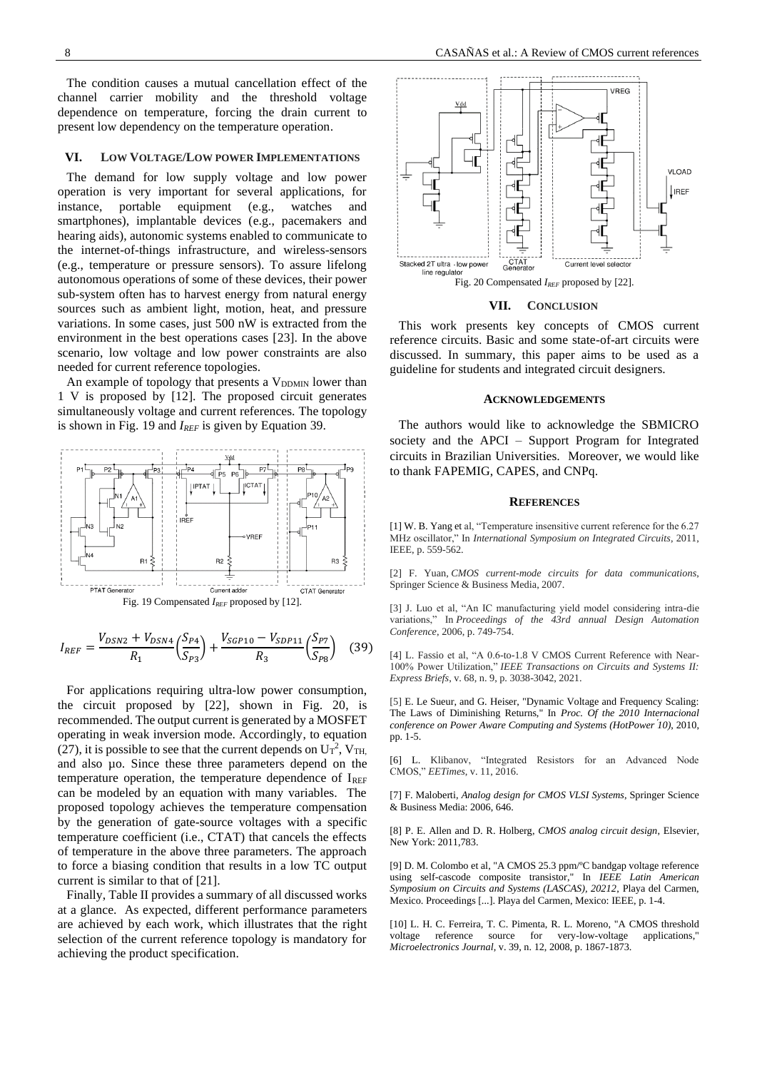The condition causes a mutual cancellation effect of the channel carrier mobility and the threshold voltage dependence on temperature, forcing the drain current to present low dependency on the temperature operation.

## VI. Low Voltage/Low power Implementations

The demand for low supply voltage and low power operation is very important for several applications, for instance, portable equipment (e.g., watches and smartphones), implantable devices (e.g., pacemakers and hearing aids), autonomic systems enabled to communicate to the internet-of-things infrastructure, and wireless-sensors (e.g., temperature or pressure sensors). To assure lifelong autonomous operations of some of these devices, their power sub-system often has to harvest energy from natural energy sources such as ambient light, motion, heat, and pressure variations. In some cases, just 500 nW is extracted from the environment in the best operations cases [23]. In the above scenario, low voltage and low power constraints are also needed for current reference topologies.

An example of topology that presents a $V_{DDMIN}$ lower than 1 V is proposed by [12]. The proposed circuit generates simultaneously voltage and current references. The topology is shown in Fig. 19 and $I_{REF}$ is given by Equation 39.

Fig. 19 Compensated $I_{REF}$ proposed by [12].

$$I_{REF} = \frac{V_{DSN2} + V_{DSN4}}{R_1}\left(\frac{S_{P4}}{S_{P3}}\right) + \frac{V_{SGP10} - V_{SDP11}}{R_3}\left(\frac{S_{P7}}{S_{P8}}\right) \quad (39)$$

For applications requiring ultra-low power consumption, the circuit proposed by [22], shown in Fig. 20, is recommended. The output current is generated by a MOSFET operating in weak inversion mode. Accordingly, to equation (27), it is possible to see that the current depends on $U_T^2$, $V_{TH,}$ and also µo. Since these three parameters depend on the temperature operation, the temperature dependence of $I_{REF}$ can be modeled by an equation with many variables. The proposed topology achieves the temperature compensation by the generation of gate-source voltages with a specific temperature coefficient (i.e., CTAT) that cancels the effects of temperature in the above three parameters. The approach to force a biasing condition that results in a low TC output current is similar to that of [21].

Finally, Table II provides a summary of all discussed works at a glance. As expected, different performance parameters are achieved by each work, which illustrates that the right selection of the current reference topology is mandatory for achieving the product specification.

Fig. 20 Compensated $I_{REF}$ proposed by [22].

## VII. Conclusion

This work presents key concepts of CMOS current reference circuits. Basic and some state-of-art circuits were discussed. In summary, this paper aims to be used as a guideline for students and integrated circuit designers.

## Acknowledgements

The authors would like to acknowledge the SBMICRO society and the APCI – Support Program for Integrated circuits in Brazilian Universities. Moreover, we would like to thank FAPEMIG, CAPES, and CNPq.

## References

[1] W. B. Yang et al, "Temperature insensitive current reference for the 6.27 MHz oscillator," In *International Symposium on Integrated Circuits*, 2011, IEEE, p. 559-562.

[2] F. Yuan, *CMOS current-mode circuits for data communications*, Springer Science & Business Media, 2007.

[3] J. Luo et al, "An IC manufacturing yield model considering intra-die variations," In *Proceedings of the 43rd annual Design Automation Conference*, 2006, p. 749-754.

[4] L. Fassio et al, "A 0.6-to-1.8 V CMOS Current Reference with Near-100% Power Utilization," *IEEE Transactions on Circuits and Systems II: Express Briefs*, v. 68, n. 9, p. 3038-3042, 2021.

[5] E. Le Sueur, and G. Heiser, "Dynamic Voltage and Frequency Scaling: The Laws of Diminishing Returns," In *Proc. Of the 2010 Internacional conference on Power Aware Computing and Systems (HotPower'10)*, 2010, pp. 1-5.

[6] L. Klibanov, "Integrated Resistors for an Advanced Node CMOS," *EETimes*, v. 11, 2016.

[7] F. Maloberti, *Analog design for CMOS VLSI Systems*, Springer Science & Business Media: 2006, 646.

[8] P. E. Allen and D. R. Holberg, *CMOS analog circuit design*, Elsevier, New York: 2011,783.

[9] D. M. Colombo et al, "A CMOS 25.3 ppm/ºC bandgap voltage reference using self-cascode composite transistor," In *IEEE Latin American Symposium on Circuits and Systems (LASCAS), 20212*, Playa del Carmen, Mexico. Proceedings [...]. Playa del Carmen, Mexico: IEEE, p. 1-4.

[10] L. H. C. Ferreira, T. C. Pimenta, R. L. Moreno, "A CMOS threshold voltage reference source for very-low-voltage applications," *Microelectronics Journal*, v. 39, n. 12, 2008, p. 1867-1873.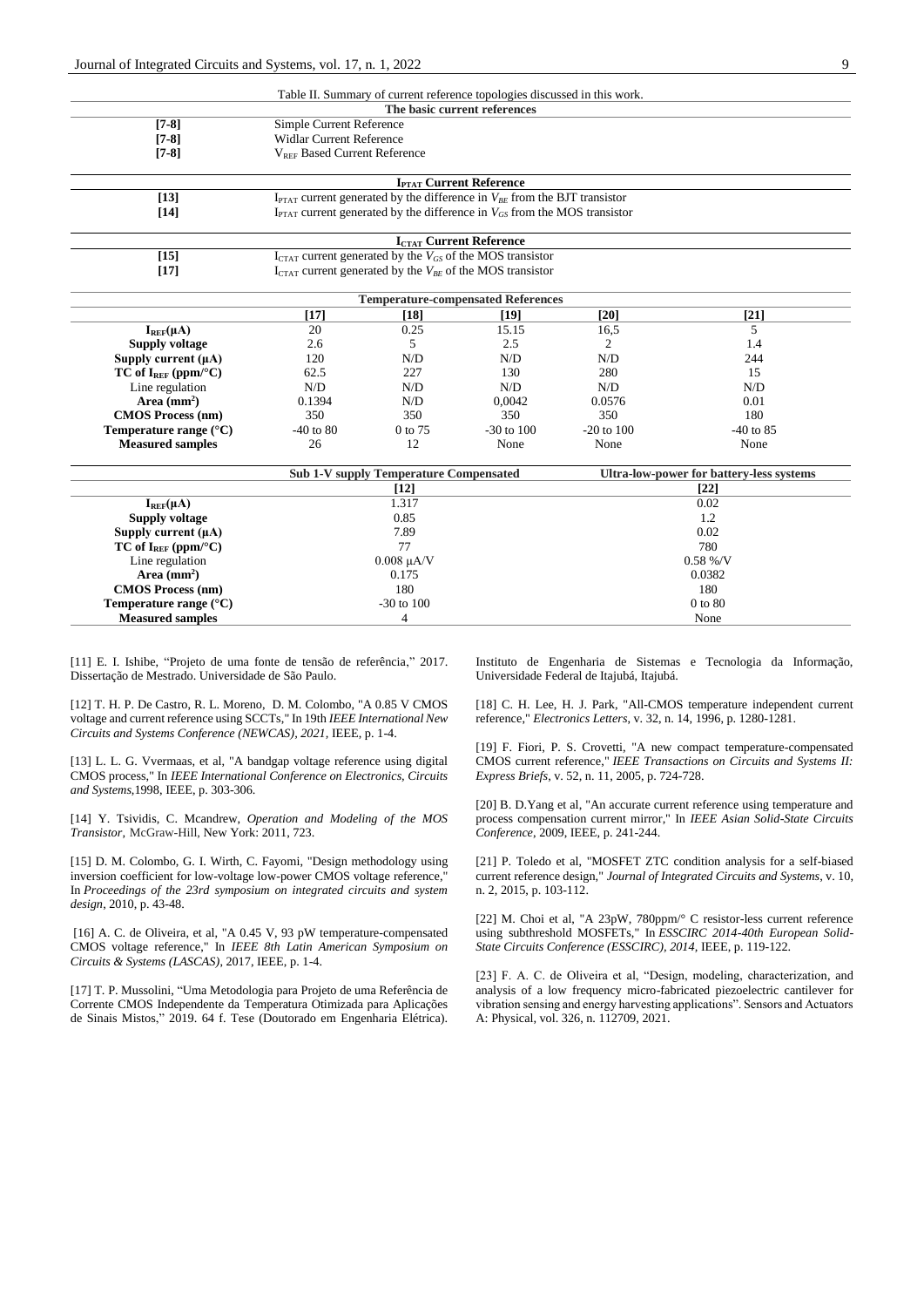Table II. Summary of current reference topologies discussed in this work.

| | |
|---|---|
| **The basic current references** | |
| **[7-8]** | Simple Current Reference |
| **[7-8]** | Widlar Current Reference |
| **[7-8]** | $V_{REF}$ Based Current Reference |
| **$I_{PTAT}$ Current Reference** | |
| **[13]** | $I_{PTAT}$ current generated by the difference in $V_{BE}$ from the BJT transistor |
| **[14]** | $I_{PTAT}$ current generated by the difference in $V_{GS}$ from the MOS transistor |
| **$I_{CTAT}$ Current Reference** | |
| **[15]** | $I_{CTAT}$ current generated by the $V_{GS}$ of the MOS transistor |
| **[17]** | $I_{CTAT}$ current generated by the $V_{BE}$ of the MOS transistor |

| Temperature-compensated References | | | | | |
|---|---|---|---|---|---|
| | **[17]** | **[18]** | **[19]** | **[20]** | **[21]** |
| **$I_{REF}$(µA)** | 20 | 0.25 | 15.15 | 16,5 | 5 |
| **Supply voltage** | 2.6 | 5 | 2.5 | 2 | 1.4 |
| **Supply current (µA)** | 120 | N/D | N/D | N/D | 244 |
| **TC of $I_{REF}$ (ppm/°C)** | 62.5 | 227 | 130 | 280 | 15 |
| Line regulation | N/D | N/D | N/D | N/D | N/D |
| **Area (mm²)** | 0.1394 | N/D | 0,0042 | 0.0576 | 0.01 |
| **CMOS Process (nm)** | 350 | 350 | 350 | 350 | 180 |
| **Temperature range (°C)** | -40 to 80 | 0 to 75 | -30 to 100 | -20 to 100 | -40 to 85 |
| **Measured samples** | 26 | 12 | None | None | None |

| | Sub 1-V supply Temperature Compensated | Ultra-low-power for battery-less systems |
|---|---|---|
| | **[12]** | **[22]** |
| **$I_{REF}$(µA)** | 1.317 | 0.02 |
| **Supply voltage** | 0.85 | 1.2 |
| **Supply current (µA)** | 7.89 | 0.02 |
| **TC of $I_{REF}$ (ppm/°C)** | 77 | 780 |
| Line regulation | 0.008 µA/V | 0.58 %/V |
| **Area (mm²)** | 0.175 | 0.0382 |
| **CMOS Process (nm)** | 180 | 180 |
| **Temperature range (°C)** | -30 to 100 | 0 to 80 |
| **Measured samples** | 4 | None |

[11] E. I. Ishibe, "Projeto de uma fonte de tensão de referência," 2017. Dissertação de Mestrado. Universidade de São Paulo.

[12] T. H. P. De Castro, R. L. Moreno, D. M. Colombo, "A 0.85 V CMOS voltage and current reference using SCCTs," In 19th *IEEE International New Circuits and Systems Conference (NEWCAS), 2021*, IEEE, p. 1-4.

[13] L. L. G. Vvermaas, et al, "A bandgap voltage reference using digital CMOS process," In *IEEE International Conference on Electronics, Circuits and Systems*,1998, IEEE, p. 303-306.

[14] Y. Tsividis, C. Mcandrew, *Operation and Modeling of the MOS Transistor*, McGraw-Hill, New York: 2011, 723.

[15] D. M. Colombo, G. I. Wirth, C. Fayomi, "Design methodology using inversion coefficient for low-voltage low-power CMOS voltage reference," In *Proceedings of the 23rd symposium on integrated circuits and system design*, 2010, p. 43-48.

[16] A. C. de Oliveira, et al, "A 0.45 V, 93 pW temperature-compensated CMOS voltage reference," In *IEEE 8th Latin American Symposium on Circuits & Systems (LASCAS)*, 2017, IEEE, p. 1-4.

[17] T. P. Mussolini, "Uma Metodologia para Projeto de uma Referência de Corrente CMOS Independente da Temperatura Otimizada para Aplicações de Sinais Mistos," 2019. 64 f. Tese (Doutorado em Engenharia Elétrica). Instituto de Engenharia de Sistemas e Tecnologia da Informação, Universidade Federal de Itajubá, Itajubá.

[18] C. H. Lee, H. J. Park, "All-CMOS temperature independent current reference," *Electronics Letters*, v. 32, n. 14, 1996, p. 1280-1281.

[19] F. Fiori, P. S. Crovetti, "A new compact temperature-compensated CMOS current reference," *IEEE Transactions on Circuits and Systems II: Express Briefs*, v. 52, n. 11, 2005, p. 724-728.

[20] B. D.Yang et al, "An accurate current reference using temperature and process compensation current mirror," In *IEEE Asian Solid-State Circuits Conference*, 2009, IEEE, p. 241-244.

[21] P. Toledo et al, "MOSFET ZTC condition analysis for a self-biased current reference design," *Journal of Integrated Circuits and Systems*, v. 10, n. 2, 2015, p. 103-112.

[22] M. Choi et al, "A 23pW, 780ppm/° C resistor-less current reference using subthreshold MOSFETs," In *ESSCIRC 2014-40th European Solid-State Circuits Conference (ESSCIRC), 2014*, IEEE, p. 119-122.

[23] F. A. C. de Oliveira et al, "Design, modeling, characterization, and analysis of a low frequency micro-fabricated piezoelectric cantilever for vibration sensing and energy harvesting applications". Sensors and Actuators A: Physical, vol. 326, n. 112709, 2021.